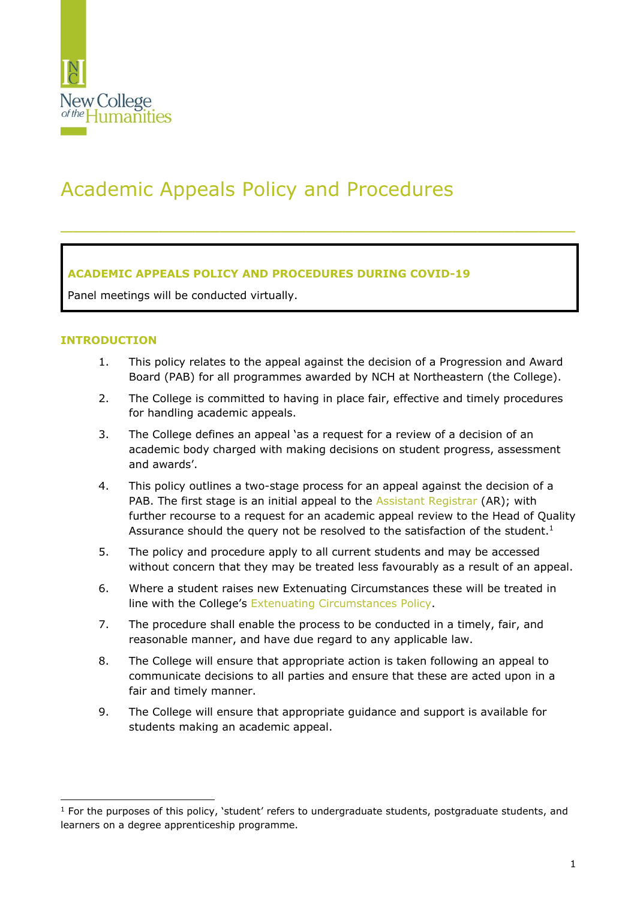# Academic Appeals Policy and Procedures

**ACADEMIC APPEALS POLICY AND PROCEDURES DURING COVID-19**

Panel meetings will be conducted virtually.

## INTRODUCTION

1. This policy relates to the appeal against the decision of a Progression and Award Board (PAB) for all programmes awarded by NCH at Northeastern (the College).
2. The College is committed to having in place fair, effective and timely procedures for handling academic appeals.
3. The College defines an appeal 'as a request for a review of a decision of an academic body charged with making decisions on student progress, assessment and awards'.
4. This policy outlines a two-stage process for an appeal against the decision of a PAB. The first stage is an initial appeal to the Assistant Registrar (AR); with further recourse to a request for an academic appeal review to the Head of Quality Assurance should the query not be resolved to the satisfaction of the student.[1]
5. The policy and procedure apply to all current students and may be accessed without concern that they may be treated less favourably as a result of an appeal.
6. Where a student raises new Extenuating Circumstances these will be treated in line with the College's Extenuating Circumstances Policy.
7. The procedure shall enable the process to be conducted in a timely, fair, and reasonable manner, and have due regard to any applicable law.
8. The College will ensure that appropriate action is taken following an appeal to communicate decisions to all parties and ensure that these are acted upon in a fair and timely manner.
9. The College will ensure that appropriate guidance and support is available for students making an academic appeal.

---

[1] For the purposes of this policy, 'student' refers to undergraduate students, postgraduate students, and learners on a degree apprenticeship programme.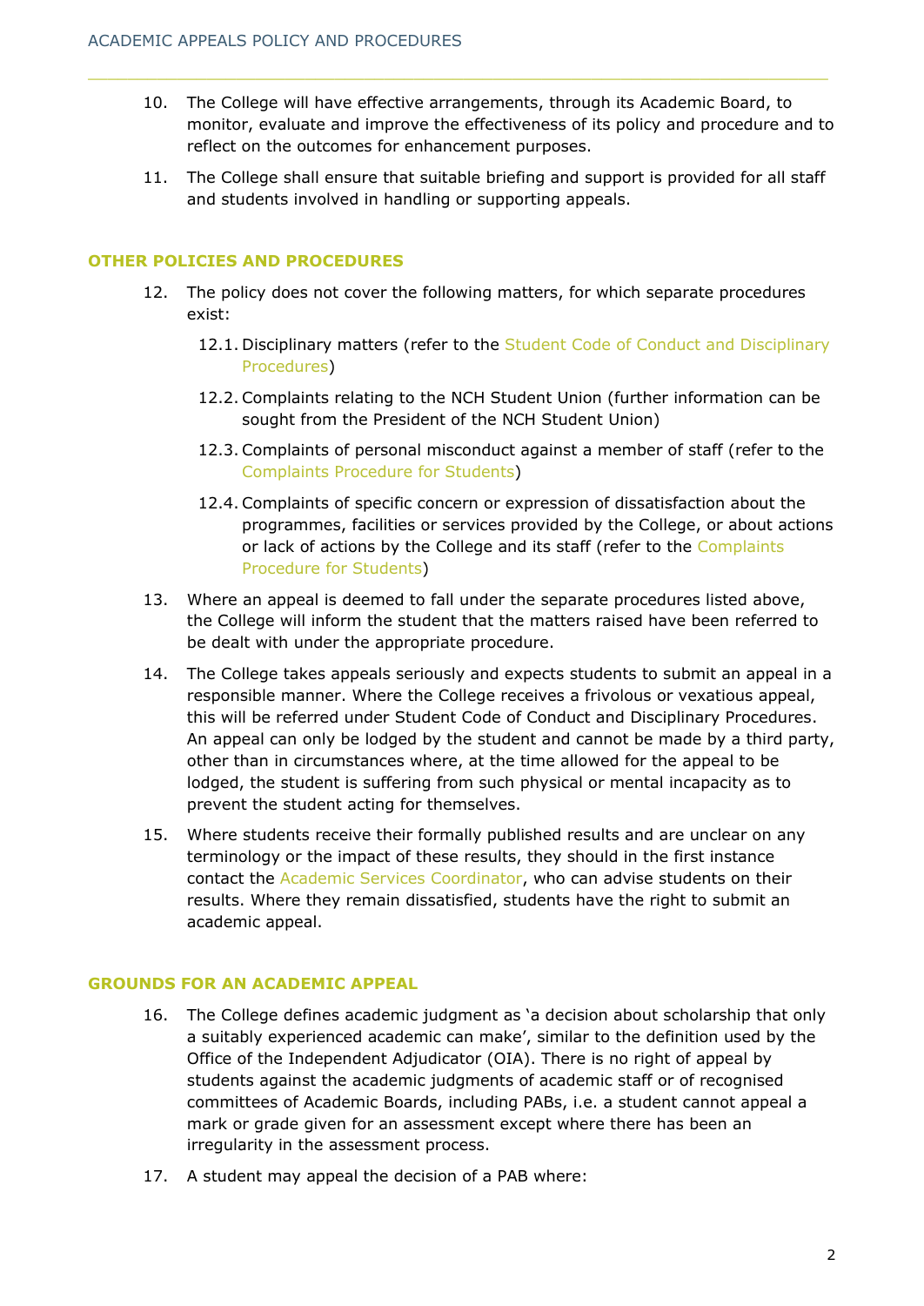10. The College will have effective arrangements, through its Academic Board, to monitor, evaluate and improve the effectiveness of its policy and procedure and to reflect on the outcomes for enhancement purposes.

11. The College shall ensure that suitable briefing and support is provided for all staff and students involved in handling or supporting appeals.

## OTHER POLICIES AND PROCEDURES

12. The policy does not cover the following matters, for which separate procedures exist:

    12.1. Disciplinary matters (refer to the Student Code of Conduct and Disciplinary Procedures)

    12.2. Complaints relating to the NCH Student Union (further information can be sought from the President of the NCH Student Union)

    12.3. Complaints of personal misconduct against a member of staff (refer to the Complaints Procedure for Students)

    12.4. Complaints of specific concern or expression of dissatisfaction about the programmes, facilities or services provided by the College, or about actions or lack of actions by the College and its staff (refer to the Complaints Procedure for Students)

13. Where an appeal is deemed to fall under the separate procedures listed above, the College will inform the student that the matters raised have been referred to be dealt with under the appropriate procedure.

14. The College takes appeals seriously and expects students to submit an appeal in a responsible manner. Where the College receives a frivolous or vexatious appeal, this will be referred under Student Code of Conduct and Disciplinary Procedures. An appeal can only be lodged by the student and cannot be made by a third party, other than in circumstances where, at the time allowed for the appeal to be lodged, the student is suffering from such physical or mental incapacity as to prevent the student acting for themselves.

15. Where students receive their formally published results and are unclear on any terminology or the impact of these results, they should in the first instance contact the Academic Services Coordinator, who can advise students on their results. Where they remain dissatisfied, students have the right to submit an academic appeal.

## GROUNDS FOR AN ACADEMIC APPEAL

16. The College defines academic judgment as 'a decision about scholarship that only a suitably experienced academic can make', similar to the definition used by the Office of the Independent Adjudicator (OIA). There is no right of appeal by students against the academic judgments of academic staff or of recognised committees of Academic Boards, including PABs, i.e. a student cannot appeal a mark or grade given for an assessment except where there has been an irregularity in the assessment process.

17. A student may appeal the decision of a PAB where: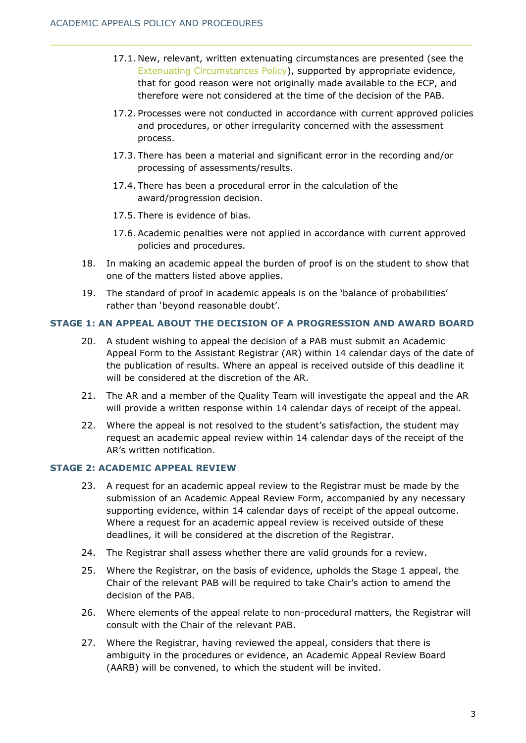17.1. New, relevant, written extenuating circumstances are presented (see the Extenuating Circumstances Policy), supported by appropriate evidence, that for good reason were not originally made available to the ECP, and therefore were not considered at the time of the decision of the PAB.

17.2. Processes were not conducted in accordance with current approved policies and procedures, or other irregularity concerned with the assessment process.

17.3. There has been a material and significant error in the recording and/or processing of assessments/results.

17.4. There has been a procedural error in the calculation of the award/progression decision.

17.5. There is evidence of bias.

17.6. Academic penalties were not applied in accordance with current approved policies and procedures.

18. In making an academic appeal the burden of proof is on the student to show that one of the matters listed above applies.

19. The standard of proof in academic appeals is on the 'balance of probabilities' rather than 'beyond reasonable doubt'.

## STAGE 1: AN APPEAL ABOUT THE DECISION OF A PROGRESSION AND AWARD BOARD

20. A student wishing to appeal the decision of a PAB must submit an Academic Appeal Form to the Assistant Registrar (AR) within 14 calendar days of the date of the publication of results. Where an appeal is received outside of this deadline it will be considered at the discretion of the AR.

21. The AR and a member of the Quality Team will investigate the appeal and the AR will provide a written response within 14 calendar days of receipt of the appeal.

22. Where the appeal is not resolved to the student's satisfaction, the student may request an academic appeal review within 14 calendar days of the receipt of the AR's written notification.

## STAGE 2: ACADEMIC APPEAL REVIEW

23. A request for an academic appeal review to the Registrar must be made by the submission of an Academic Appeal Review Form, accompanied by any necessary supporting evidence, within 14 calendar days of receipt of the appeal outcome. Where a request for an academic appeal review is received outside of these deadlines, it will be considered at the discretion of the Registrar.

24. The Registrar shall assess whether there are valid grounds for a review.

25. Where the Registrar, on the basis of evidence, upholds the Stage 1 appeal, the Chair of the relevant PAB will be required to take Chair's action to amend the decision of the PAB.

26. Where elements of the appeal relate to non-procedural matters, the Registrar will consult with the Chair of the relevant PAB.

27. Where the Registrar, having reviewed the appeal, considers that there is ambiguity in the procedures or evidence, an Academic Appeal Review Board (AARB) will be convened, to which the student will be invited.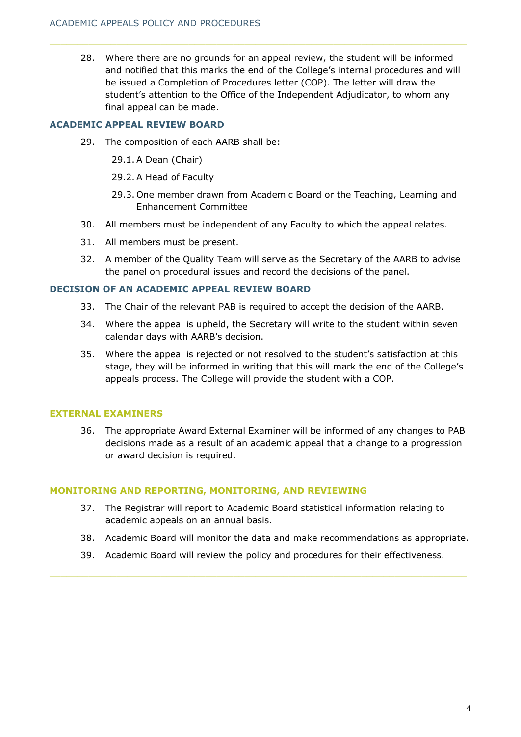28. Where there are no grounds for an appeal review, the student will be informed and notified that this marks the end of the College's internal procedures and will be issued a Completion of Procedures letter (COP). The letter will draw the student's attention to the Office of the Independent Adjudicator, to whom any final appeal can be made.

## ACADEMIC APPEAL REVIEW BOARD

29. The composition of each AARB shall be:
    - 29.1. A Dean (Chair)
    - 29.2. A Head of Faculty
    - 29.3. One member drawn from Academic Board or the Teaching, Learning and Enhancement Committee
30. All members must be independent of any Faculty to which the appeal relates.
31. All members must be present.
32. A member of the Quality Team will serve as the Secretary of the AARB to advise the panel on procedural issues and record the decisions of the panel.

## DECISION OF AN ACADEMIC APPEAL REVIEW BOARD

33. The Chair of the relevant PAB is required to accept the decision of the AARB.
34. Where the appeal is upheld, the Secretary will write to the student within seven calendar days with AARB's decision.
35. Where the appeal is rejected or not resolved to the student's satisfaction at this stage, they will be informed in writing that this will mark the end of the College's appeals process. The College will provide the student with a COP.

## EXTERNAL EXAMINERS

36. The appropriate Award External Examiner will be informed of any changes to PAB decisions made as a result of an academic appeal that a change to a progression or award decision is required.

## MONITORING AND REPORTING, MONITORING, AND REVIEWING

37. The Registrar will report to Academic Board statistical information relating to academic appeals on an annual basis.
38. Academic Board will monitor the data and make recommendations as appropriate.
39. Academic Board will review the policy and procedures for their effectiveness.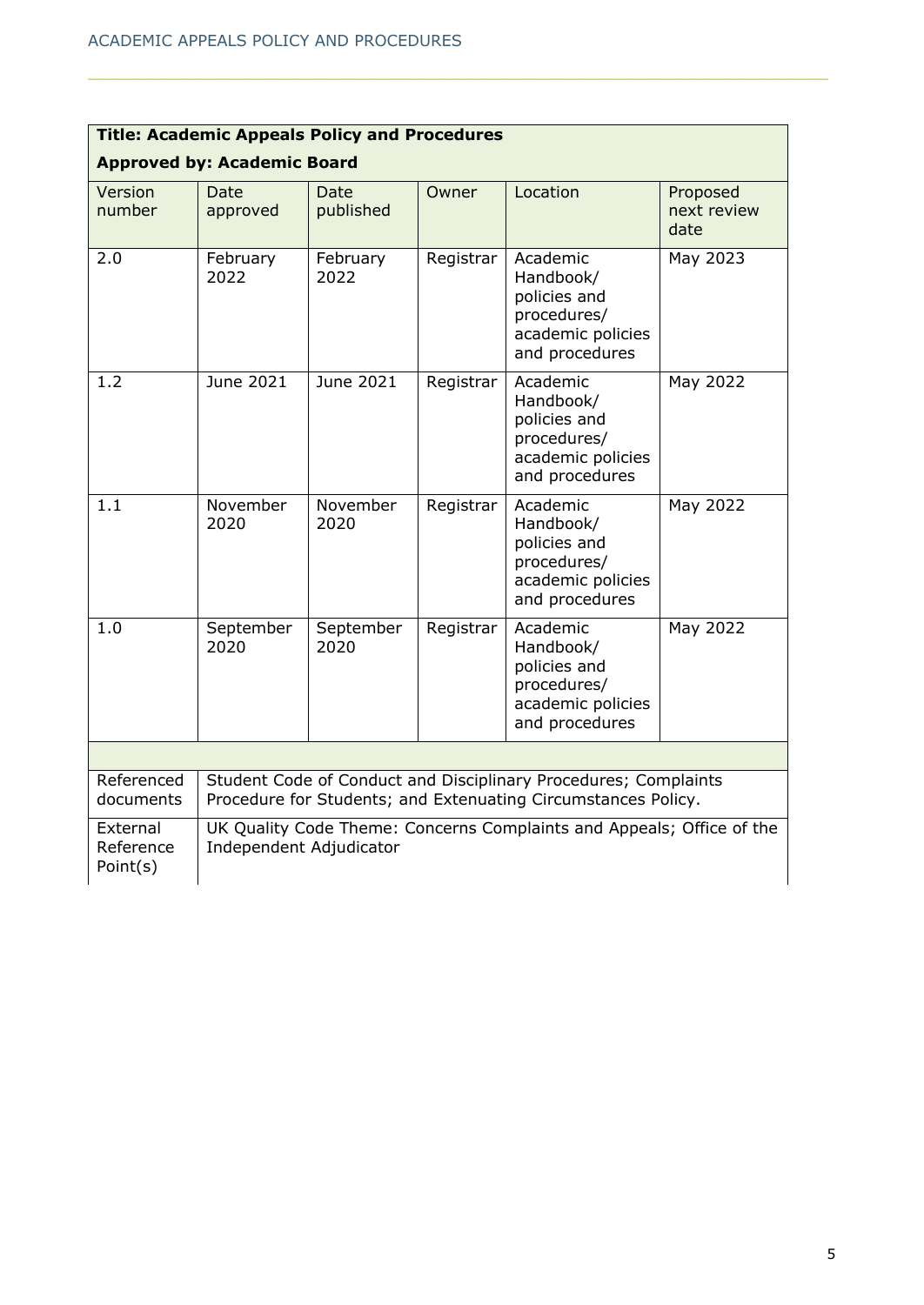| **Title: Academic Appeals Policy and Procedures**<br>**Approved by: Academic Board** | | | | | |
|---|---|---|---|---|---|
| Version number | Date approved | Date published | Owner | Location | Proposed next review date |
| 2.0 | February 2022 | February 2022 | Registrar | Academic Handbook/ policies and procedures/ academic policies and procedures | May 2023 |
| 1.2 | June 2021 | June 2021 | Registrar | Academic Handbook/ policies and procedures/ academic policies and procedures | May 2022 |
| 1.1 | November 2020 | November 2020 | Registrar | Academic Handbook/ policies and procedures/ academic policies and procedures | May 2022 |
| 1.0 | September 2020 | September 2020 | Registrar | Academic Handbook/ policies and procedures/ academic policies and procedures | May 2022 |
| | | | | | |
| Referenced documents | Student Code of Conduct and Disciplinary Procedures; Complaints Procedure for Students; and Extenuating Circumstances Policy. | | | | |
| External Reference Point(s) | UK Quality Code Theme: Concerns Complaints and Appeals; Office of the Independent Adjudicator | | | | |